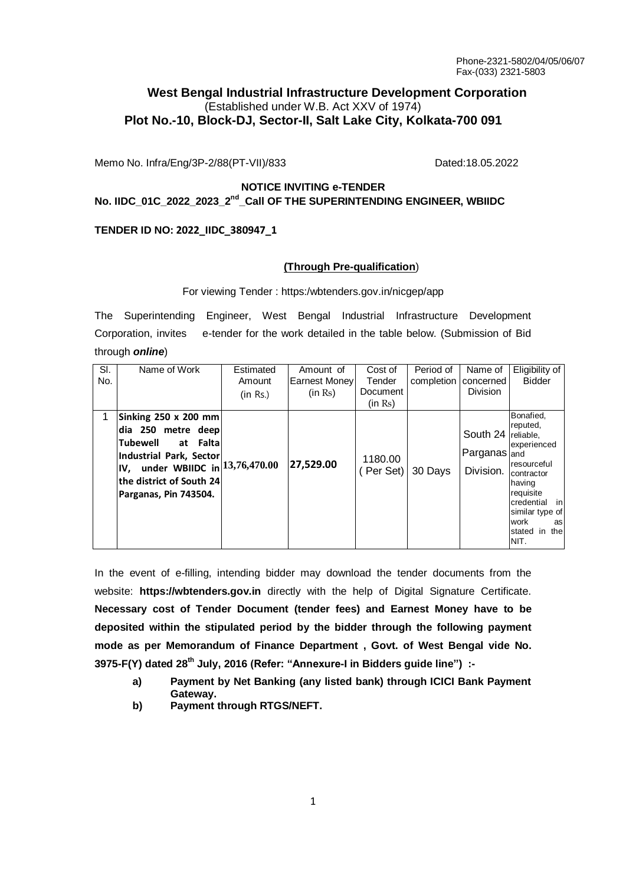Phone-2321-5802/04/05/06/07
Fax-(033) 2321-5803

# West Bengal Industrial Infrastructure Development Corporation

(Established under W.B. Act XXV of 1974)

**Plot No.-10, Block-DJ, Sector-II, Salt Lake City, Kolkata-700 091**

Memo No. Infra/Eng/3P-2/88(PT-VII)/833 Dated:18.05.2022

## NOTICE INVITING e-TENDER

## No. IIDC_01C_2022_2023_2nd_Call OF THE SUPERINTENDING ENGINEER, WBIIDC

**TENDER ID NO: 2022_IIDC_380947_1**

**(Through Pre-qualification)**

For viewing Tender : https:/wbtenders.gov.in/nicgep/app

The Superintending Engineer, West Bengal Industrial Infrastructure Development Corporation, invites e-tender for the work detailed in the table below. (Submission of Bid through ***online***)

| Sl. No. | Name of Work | Estimated Amount (in Rs.) | Amount of Earnest Money (in Rs) | Cost of Tender Document (in Rs) | Period of completion | Name of concerned Division | Eligibility of Bidder |
|---|---|---|---|---|---|---|---|
| 1 | **Sinking 250 x 200 mm dia 250 metre deep Tubewell at Falta Industrial Park, Sector IV, under WBIIDC in the district of South 24 Parganas, Pin 743504.** | **13,76,470.00** | **27,529.00** | 1180.00 ( Per Set) | 30 Days | South 24 Parganas Division. | Bonafied, reputed, reliable, experienced and resourceful contractor having requisite credential in similar type of work as stated in the NIT. |

In the event of e-filling, intending bidder may download the tender documents from the website: **https://wbtenders.gov.in** directly with the help of Digital Signature Certificate. **Necessary cost of Tender Document (tender fees) and Earnest Money have to be deposited within the stipulated period by the bidder through the following payment mode as per Memorandum of Finance Department , Govt. of West Bengal vide No. 3975-F(Y) dated 28th July, 2016 (Refer: "Annexure-I in Bidders guide line") :-**

- **a) Payment by Net Banking (any listed bank) through ICICI Bank Payment Gateway.**
- **b) Payment through RTGS/NEFT.**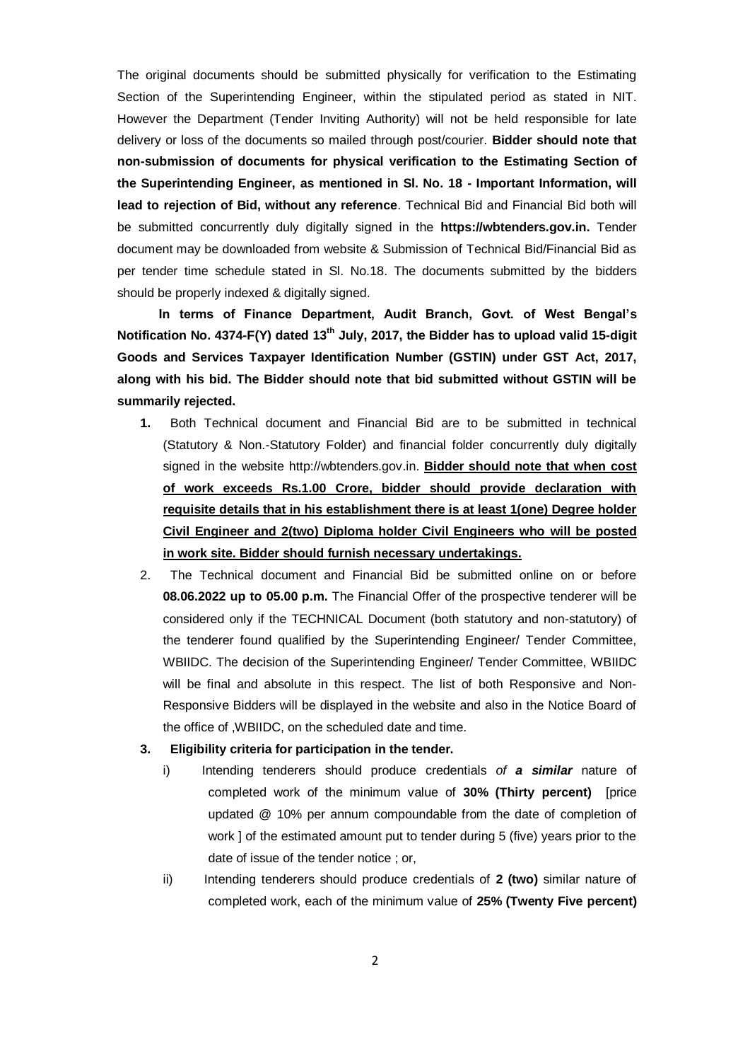The original documents should be submitted physically for verification to the Estimating Section of the Superintending Engineer, within the stipulated period as stated in NIT. However the Department (Tender Inviting Authority) will not be held responsible for late delivery or loss of the documents so mailed through post/courier. **Bidder should note that non-submission of documents for physical verification to the Estimating Section of the Superintending Engineer, as mentioned in Sl. No. 18 - Important Information, will lead to rejection of Bid, without any reference**. Technical Bid and Financial Bid both will be submitted concurrently duly digitally signed in the **https://wbtenders.gov.in.** Tender document may be downloaded from website & Submission of Technical Bid/Financial Bid as per tender time schedule stated in Sl. No.18. The documents submitted by the bidders should be properly indexed & digitally signed.

**In terms of Finance Department, Audit Branch, Govt. of West Bengal's Notification No. 4374-F(Y) dated 13th July, 2017, the Bidder has to upload valid 15-digit Goods and Services Taxpayer Identification Number (GSTIN) under GST Act, 2017, along with his bid. The Bidder should note that bid submitted without GSTIN will be summarily rejected.**

1. Both Technical document and Financial Bid are to be submitted in technical (Statutory & Non.-Statutory Folder) and financial folder concurrently duly digitally signed in the website http://wbtenders.gov.in. **<u>Bidder should note that when cost of work exceeds Rs.1.00 Crore, bidder should provide declaration with requisite details that in his establishment there is at least 1(one) Degree holder Civil Engineer and 2(two) Diploma holder Civil Engineers who will be posted in work site. Bidder should furnish necessary undertakings.</u>**
2. The Technical document and Financial Bid be submitted online on or before **08.06.2022 up to 05.00 p.m.** The Financial Offer of the prospective tenderer will be considered only if the TECHNICAL Document (both statutory and non-statutory) of the tenderer found qualified by the Superintending Engineer/ Tender Committee, WBIIDC. The decision of the Superintending Engineer/ Tender Committee, WBIIDC will be final and absolute in this respect. The list of both Responsive and Non-Responsive Bidders will be displayed in the website and also in the Notice Board of the office of ,WBIIDC, on the scheduled date and time.
3. **Eligibility criteria for participation in the tender.**
   i) Intending tenderers should produce credentials *of **a similar*** nature of completed work of the minimum value of **30% (Thirty percent)** [price updated @ 10% per annum compoundable from the date of completion of work ] of the estimated amount put to tender during 5 (five) years prior to the date of issue of the tender notice ; or,

   ii) Intending tenderers should produce credentials of **2 (two)** similar nature of completed work, each of the minimum value of **25% (Twenty Five percent)**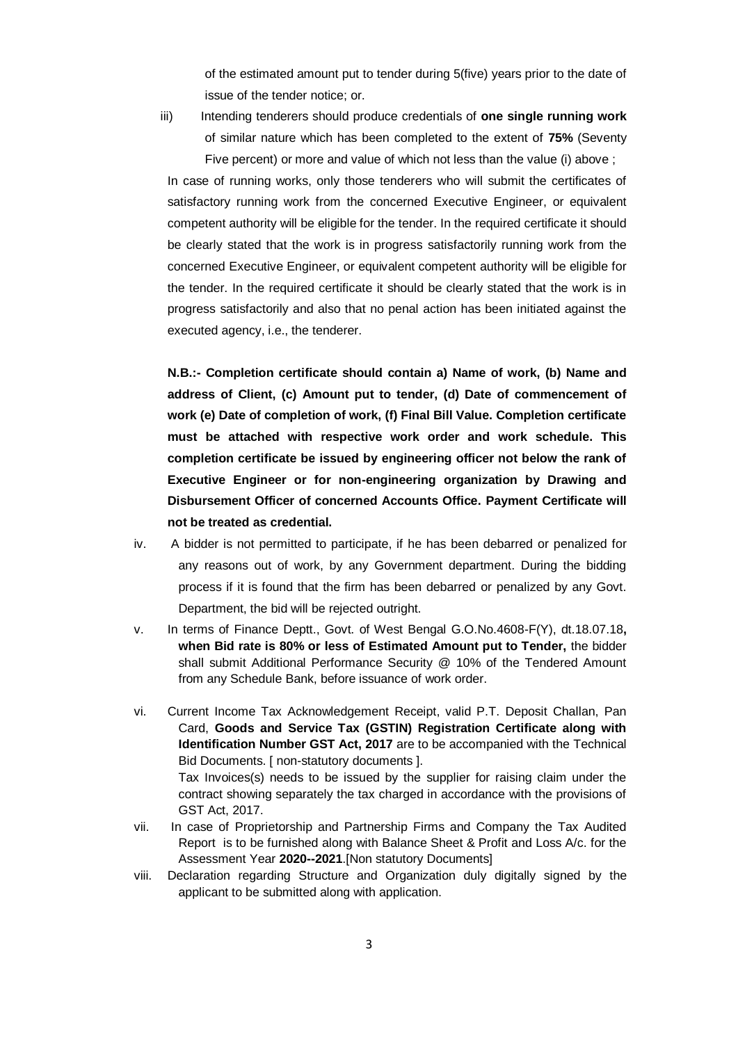of the estimated amount put to tender during 5(five) years prior to the date of issue of the tender notice; or.

iii) Intending tenderers should produce credentials of **one single running work** of similar nature which has been completed to the extent of **75%** (Seventy Five percent) or more and value of which not less than the value (i) above ;

In case of running works, only those tenderers who will submit the certificates of satisfactory running work from the concerned Executive Engineer, or equivalent competent authority will be eligible for the tender. In the required certificate it should be clearly stated that the work is in progress satisfactorily running work from the concerned Executive Engineer, or equivalent competent authority will be eligible for the tender. In the required certificate it should be clearly stated that the work is in progress satisfactorily and also that no penal action has been initiated against the executed agency, i.e., the tenderer.

**N.B.:- Completion certificate should contain a) Name of work, (b) Name and address of Client, (c) Amount put to tender, (d) Date of commencement of work (e) Date of completion of work, (f) Final Bill Value. Completion certificate must be attached with respective work order and work schedule. This completion certificate be issued by engineering officer not below the rank of Executive Engineer or for non-engineering organization by Drawing and Disbursement Officer of concerned Accounts Office. Payment Certificate will not be treated as credential.**

iv. A bidder is not permitted to participate, if he has been debarred or penalized for any reasons out of work, by any Government department. During the bidding process if it is found that the firm has been debarred or penalized by any Govt. Department, the bid will be rejected outright.

v. In terms of Finance Deptt., Govt. of West Bengal G.O.No.4608-F(Y), dt.18.07.18**, when Bid rate is 80% or less of Estimated Amount put to Tender,** the bidder shall submit Additional Performance Security @ 10% of the Tendered Amount from any Schedule Bank, before issuance of work order.

vi. Current Income Tax Acknowledgement Receipt, valid P.T. Deposit Challan, Pan Card, **Goods and Service Tax (GSTIN) Registration Certificate along with Identification Number GST Act, 2017** are to be accompanied with the Technical Bid Documents. [ non-statutory documents ].
Tax Invoices(s) needs to be issued by the supplier for raising claim under the contract showing separately the tax charged in accordance with the provisions of GST Act, 2017.

vii. In case of Proprietorship and Partnership Firms and Company the Tax Audited Report is to be furnished along with Balance Sheet & Profit and Loss A/c. for the Assessment Year **2020--2021**.[Non statutory Documents]

viii. Declaration regarding Structure and Organization duly digitally signed by the applicant to be submitted along with application.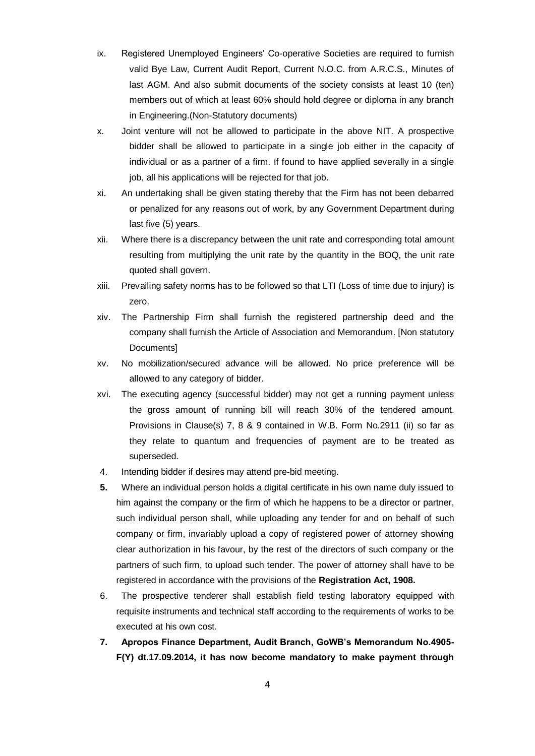ix. Registered Unemployed Engineers' Co-operative Societies are required to furnish valid Bye Law, Current Audit Report, Current N.O.C. from A.R.C.S., Minutes of last AGM. And also submit documents of the society consists at least 10 (ten) members out of which at least 60% should hold degree or diploma in any branch in Engineering.(Non-Statutory documents)

x. Joint venture will not be allowed to participate in the above NIT. A prospective bidder shall be allowed to participate in a single job either in the capacity of individual or as a partner of a firm. If found to have applied severally in a single job, all his applications will be rejected for that job.

xi. An undertaking shall be given stating thereby that the Firm has not been debarred or penalized for any reasons out of work, by any Government Department during last five (5) years.

xii. Where there is a discrepancy between the unit rate and corresponding total amount resulting from multiplying the unit rate by the quantity in the BOQ, the unit rate quoted shall govern.

xiii. Prevailing safety norms has to be followed so that LTI (Loss of time due to injury) is zero.

xiv. The Partnership Firm shall furnish the registered partnership deed and the company shall furnish the Article of Association and Memorandum. [Non statutory Documents]

xv. No mobilization/secured advance will be allowed. No price preference will be allowed to any category of bidder.

xvi. The executing agency (successful bidder) may not get a running payment unless the gross amount of running bill will reach 30% of the tendered amount. Provisions in Clause(s) 7, 8 & 9 contained in W.B. Form No.2911 (ii) so far as they relate to quantum and frequencies of payment are to be treated as superseded.

4. Intending bidder if desires may attend pre-bid meeting.

**5.** Where an individual person holds a digital certificate in his own name duly issued to him against the company or the firm of which he happens to be a director or partner, such individual person shall, while uploading any tender for and on behalf of such company or firm, invariably upload a copy of registered power of attorney showing clear authorization in his favour, by the rest of the directors of such company or the partners of such firm, to upload such tender. The power of attorney shall have to be registered in accordance with the provisions of the **Registration Act, 1908.**

6. The prospective tenderer shall establish field testing laboratory equipped with requisite instruments and technical staff according to the requirements of works to be executed at his own cost.

**7. Apropos Finance Department, Audit Branch, GoWB's Memorandum No.4905-F(Y) dt.17.09.2014, it has now become mandatory to make payment through**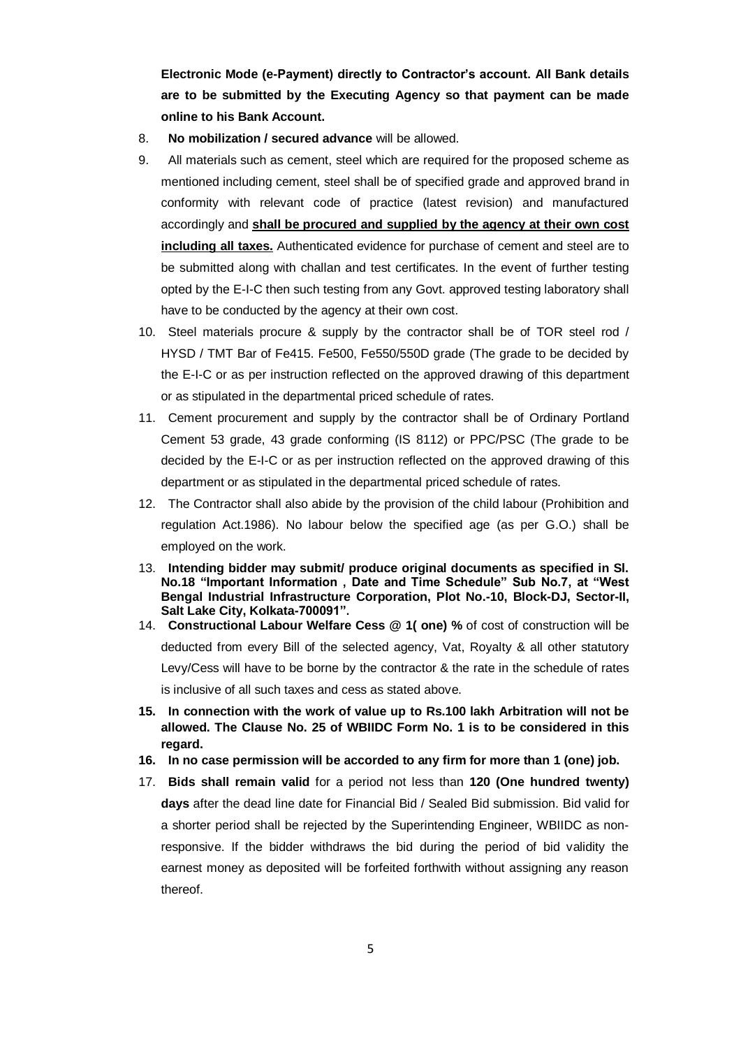**Electronic Mode (e-Payment) directly to Contractor's account. All Bank details are to be submitted by the Executing Agency so that payment can be made online to his Bank Account.**

8. **No mobilization / secured advance** will be allowed.

9. All materials such as cement, steel which are required for the proposed scheme as mentioned including cement, steel shall be of specified grade and approved brand in conformity with relevant code of practice (latest revision) and manufactured accordingly and **shall be procured and supplied by the agency at their own cost including all taxes.** Authenticated evidence for purchase of cement and steel are to be submitted along with challan and test certificates. In the event of further testing opted by the E-I-C then such testing from any Govt. approved testing laboratory shall have to be conducted by the agency at their own cost.

10. Steel materials procure & supply by the contractor shall be of TOR steel rod / HYSD / TMT Bar of Fe415. Fe500, Fe550/550D grade (The grade to be decided by the E-I-C or as per instruction reflected on the approved drawing of this department or as stipulated in the departmental priced schedule of rates.

11. Cement procurement and supply by the contractor shall be of Ordinary Portland Cement 53 grade, 43 grade conforming (IS 8112) or PPC/PSC (The grade to be decided by the E-I-C or as per instruction reflected on the approved drawing of this department or as stipulated in the departmental priced schedule of rates.

12. The Contractor shall also abide by the provision of the child labour (Prohibition and regulation Act.1986). No labour below the specified age (as per G.O.) shall be employed on the work.

13. **Intending bidder may submit/ produce original documents as specified in Sl. No.18 "Important Information , Date and Time Schedule" Sub No.7, at "West Bengal Industrial Infrastructure Corporation, Plot No.-10, Block-DJ, Sector-II, Salt Lake City, Kolkata-700091".**

14. **Constructional Labour Welfare Cess @ 1( one) %** of cost of construction will be deducted from every Bill of the selected agency, Vat, Royalty & all other statutory Levy/Cess will have to be borne by the contractor & the rate in the schedule of rates is inclusive of all such taxes and cess as stated above.

15. **In connection with the work of value up to Rs.100 lakh Arbitration will not be allowed. The Clause No. 25 of WBIIDC Form No. 1 is to be considered in this regard.**

16. **In no case permission will be accorded to any firm for more than 1 (one) job.**

17. **Bids shall remain valid** for a period not less than **120 (One hundred twenty) days** after the dead line date for Financial Bid / Sealed Bid submission. Bid valid for a shorter period shall be rejected by the Superintending Engineer, WBIIDC as non-responsive. If the bidder withdraws the bid during the period of bid validity the earnest money as deposited will be forfeited forthwith without assigning any reason thereof.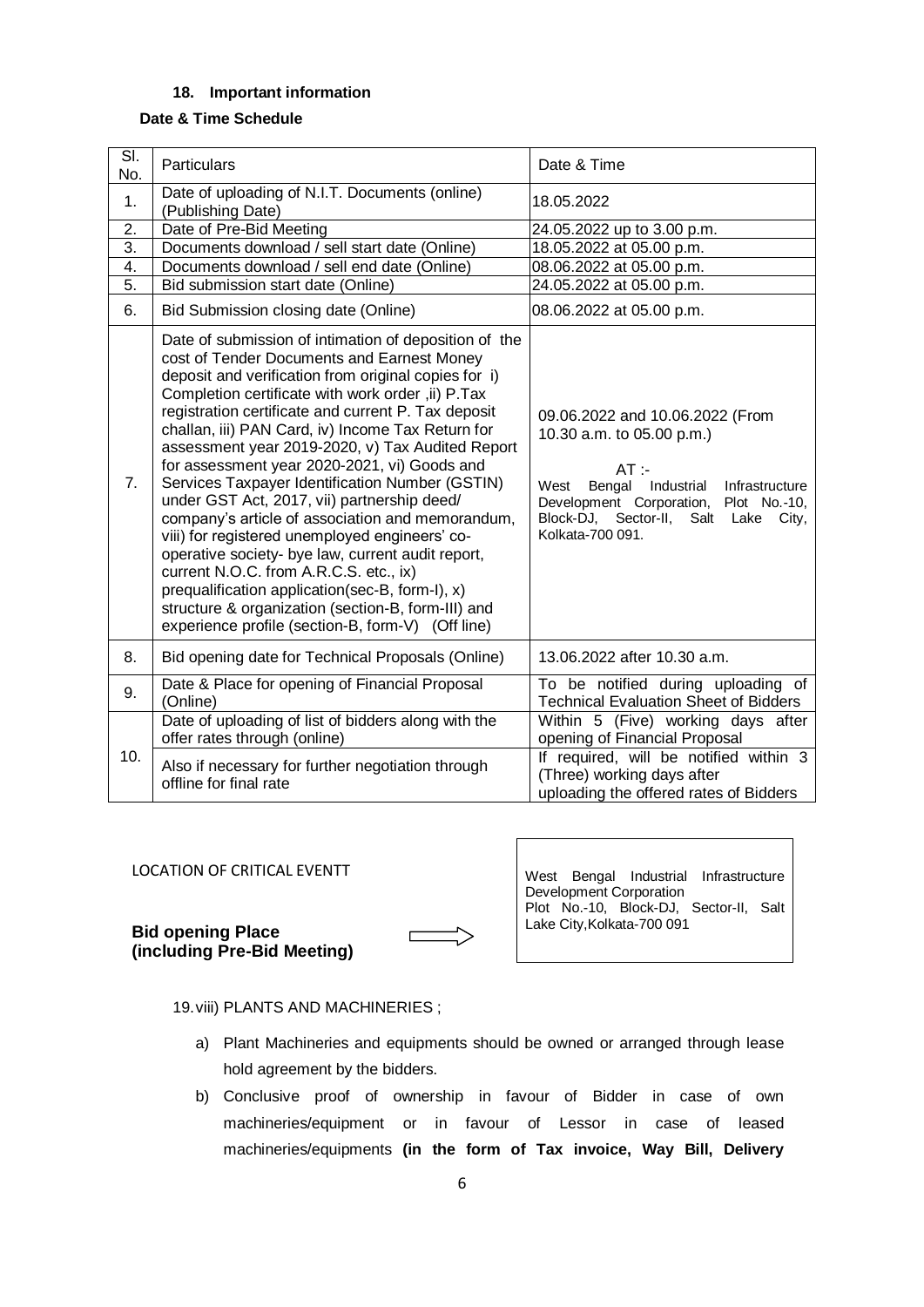### 18. Important information

**Date & Time Schedule**

| Sl. No. | Particulars | Date & Time |
|---|---|---|
| 1. | Date of uploading of N.I.T. Documents (online) (Publishing Date) | 18.05.2022 |
| 2. | Date of Pre-Bid Meeting | 24.05.2022 up to 3.00 p.m. |
| 3. | Documents download / sell start date (Online) | 18.05.2022 at 05.00 p.m. |
| 4. | Documents download / sell end date (Online) | 08.06.2022 at 05.00 p.m. |
| 5. | Bid submission start date (Online) | 24.05.2022 at 05.00 p.m. |
| 6. | Bid Submission closing date (Online) | 08.06.2022 at 05.00 p.m. |
| 7. | Date of submission of intimation of deposition of the cost of Tender Documents and Earnest Money deposit and verification from original copies for i) Completion certificate with work order ,ii) P.Tax registration certificate and current P. Tax deposit challan, iii) PAN Card, iv) Income Tax Return for assessment year 2019-2020, v) Tax Audited Report for assessment year 2020-2021, vi) Goods and Services Taxpayer Identification Number (GSTIN) under GST Act, 2017, vii) partnership deed/ company's article of association and memorandum, viii) for registered unemployed engineers' co-operative society- bye law, current audit report, current N.O.C. from A.R.C.S. etc., ix) prequalification application(sec-B, form-I), x) structure & organization (section-B, form-III) and experience profile (section-B, form-V) (Off line) | 09.06.2022 and 10.06.2022 (From 10.30 a.m. to 05.00 p.m.) AT :- West Bengal Industrial Infrastructure Development Corporation, Plot No.-10, Block-DJ, Sector-II, Salt Lake City, Kolkata-700 091. |
| 8. | Bid opening date for Technical Proposals (Online) | 13.06.2022 after 10.30 a.m. |
| 9. | Date & Place for opening of Financial Proposal (Online) | To be notified during uploading of Technical Evaluation Sheet of Bidders |
| 10. | Date of uploading of list of bidders along with the offer rates through (online) | Within 5 (Five) working days after opening of Financial Proposal |
| | Also if necessary for further negotiation through offline for final rate | If required, will be notified within 3 (Three) working days after uploading the offered rates of Bidders |

LOCATION OF CRITICAL EVENTT

**Bid opening Place (including Pre-Bid Meeting)** ⟹ West Bengal Industrial Infrastructure Development Corporation Plot No.-10, Block-DJ, Sector-II, Salt Lake City,Kolkata-700 091

19. viii) PLANTS AND MACHINERIES ;

a) Plant Machineries and equipments should be owned or arranged through lease hold agreement by the bidders.

b) Conclusive proof of ownership in favour of Bidder in case of own machineries/equipment or in favour of Lessor in case of leased machineries/equipments **(in the form of Tax invoice, Way Bill, Delivery**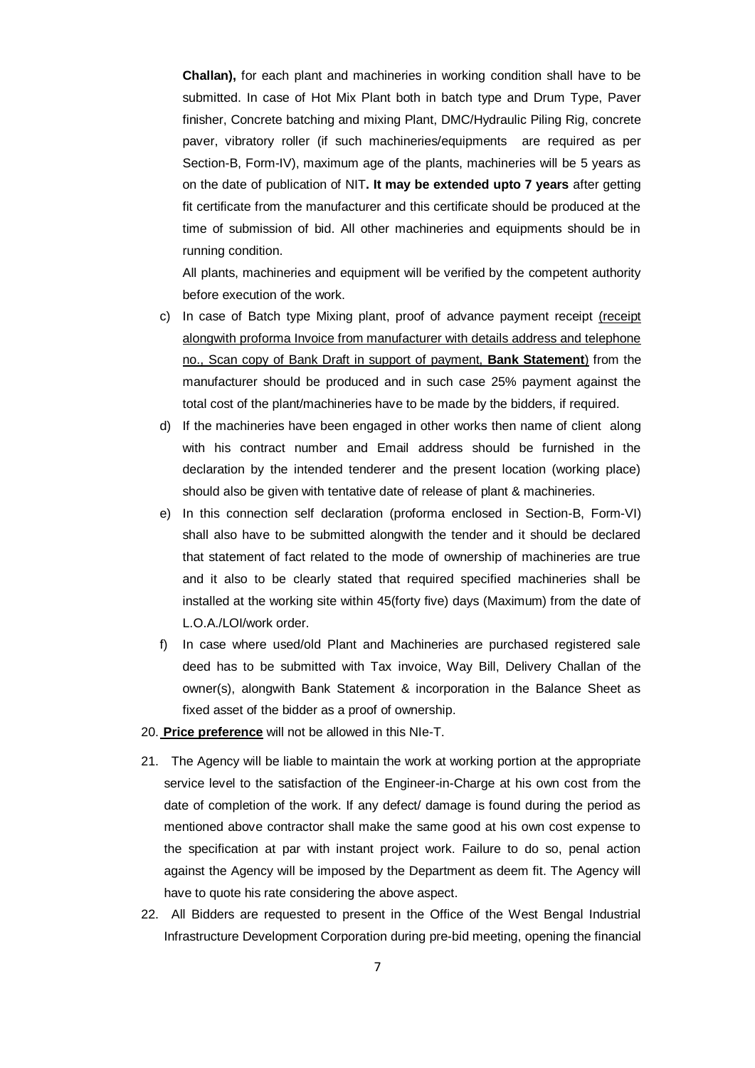**Challan),** for each plant and machineries in working condition shall have to be submitted. In case of Hot Mix Plant both in batch type and Drum Type, Paver finisher, Concrete batching and mixing Plant, DMC/Hydraulic Piling Rig, concrete paver, vibratory roller (if such machineries/equipments are required as per Section-B, Form-IV), maximum age of the plants, machineries will be 5 years as on the date of publication of NIT**. It may be extended upto 7 years** after getting fit certificate from the manufacturer and this certificate should be produced at the time of submission of bid. All other machineries and equipments should be in running condition.

All plants, machineries and equipment will be verified by the competent authority before execution of the work.

c) In case of Batch type Mixing plant, proof of advance payment receipt <u>(receipt alongwith proforma Invoice from manufacturer with details address and telephone no., Scan copy of Bank Draft in support of payment, **Bank Statement**)</u> from the manufacturer should be produced and in such case 25% payment against the total cost of the plant/machineries have to be made by the bidders, if required.

d) If the machineries have been engaged in other works then name of client along with his contract number and Email address should be furnished in the declaration by the intended tenderer and the present location (working place) should also be given with tentative date of release of plant & machineries.

e) In this connection self declaration (proforma enclosed in Section-B, Form-VI) shall also have to be submitted alongwith the tender and it should be declared that statement of fact related to the mode of ownership of machineries are true and it also to be clearly stated that required specified machineries shall be installed at the working site within 45(forty five) days (Maximum) from the date of L.O.A./LOI/work order.

f) In case where used/old Plant and Machineries are purchased registered sale deed has to be submitted with Tax invoice, Way Bill, Delivery Challan of the owner(s), alongwith Bank Statement & incorporation in the Balance Sheet as fixed asset of the bidder as a proof of ownership.

20. <u>**Price preference**</u> will not be allowed in this NIe-T.

21. The Agency will be liable to maintain the work at working portion at the appropriate service level to the satisfaction of the Engineer-in-Charge at his own cost from the date of completion of the work. If any defect/ damage is found during the period as mentioned above contractor shall make the same good at his own cost expense to the specification at par with instant project work. Failure to do so, penal action against the Agency will be imposed by the Department as deem fit. The Agency will have to quote his rate considering the above aspect.

22. All Bidders are requested to present in the Office of the West Bengal Industrial Infrastructure Development Corporation during pre-bid meeting, opening the financial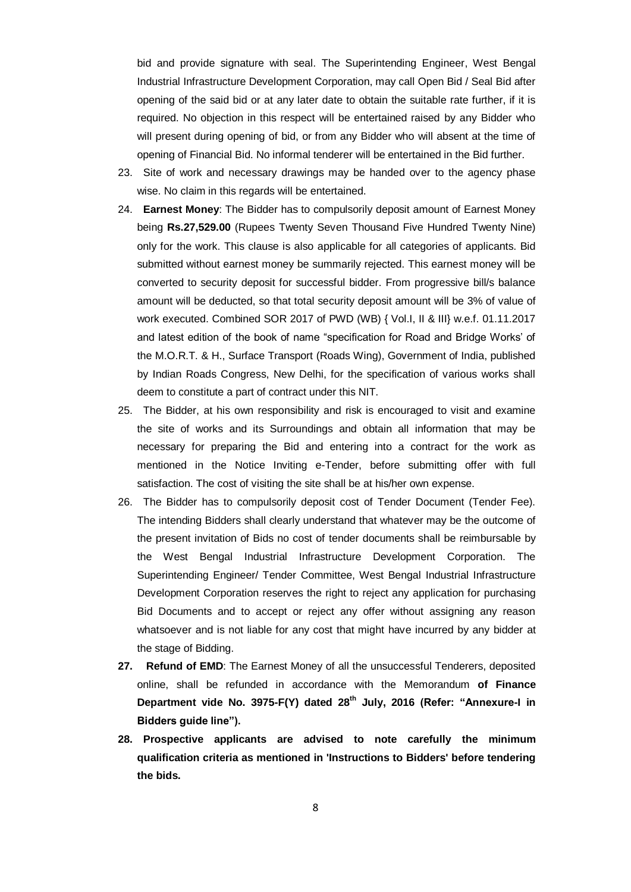bid and provide signature with seal. The Superintending Engineer, West Bengal Industrial Infrastructure Development Corporation, may call Open Bid / Seal Bid after opening of the said bid or at any later date to obtain the suitable rate further, if it is required. No objection in this respect will be entertained raised by any Bidder who will present during opening of bid, or from any Bidder who will absent at the time of opening of Financial Bid. No informal tenderer will be entertained in the Bid further.

23. Site of work and necessary drawings may be handed over to the agency phase wise. No claim in this regards will be entertained.
24. **Earnest Money**: The Bidder has to compulsorily deposit amount of Earnest Money being **Rs.27,529.00** (Rupees Twenty Seven Thousand Five Hundred Twenty Nine) only for the work. This clause is also applicable for all categories of applicants. Bid submitted without earnest money be summarily rejected. This earnest money will be converted to security deposit for successful bidder. From progressive bill/s balance amount will be deducted, so that total security deposit amount will be 3% of value of work executed. Combined SOR 2017 of PWD (WB) { Vol.I, II & III} w.e.f. 01.11.2017 and latest edition of the book of name "specification for Road and Bridge Works' of the M.O.R.T. & H., Surface Transport (Roads Wing), Government of India, published by Indian Roads Congress, New Delhi, for the specification of various works shall deem to constitute a part of contract under this NIT.
25. The Bidder, at his own responsibility and risk is encouraged to visit and examine the site of works and its Surroundings and obtain all information that may be necessary for preparing the Bid and entering into a contract for the work as mentioned in the Notice Inviting e-Tender, before submitting offer with full satisfaction. The cost of visiting the site shall be at his/her own expense.
26. The Bidder has to compulsorily deposit cost of Tender Document (Tender Fee). The intending Bidders shall clearly understand that whatever may be the outcome of the present invitation of Bids no cost of tender documents shall be reimbursable by the West Bengal Industrial Infrastructure Development Corporation. The Superintending Engineer/ Tender Committee, West Bengal Industrial Infrastructure Development Corporation reserves the right to reject any application for purchasing Bid Documents and to accept or reject any offer without assigning any reason whatsoever and is not liable for any cost that might have incurred by any bidder at the stage of Bidding.
27. **Refund of EMD**: The Earnest Money of all the unsuccessful Tenderers, deposited online, shall be refunded in accordance with the Memorandum **of Finance Department vide No. 3975-F(Y) dated 28th July, 2016 (Refer: "Annexure-I in Bidders guide line").**
28. **Prospective applicants are advised to note carefully the minimum qualification criteria as mentioned in 'Instructions to Bidders' before tendering the bids.**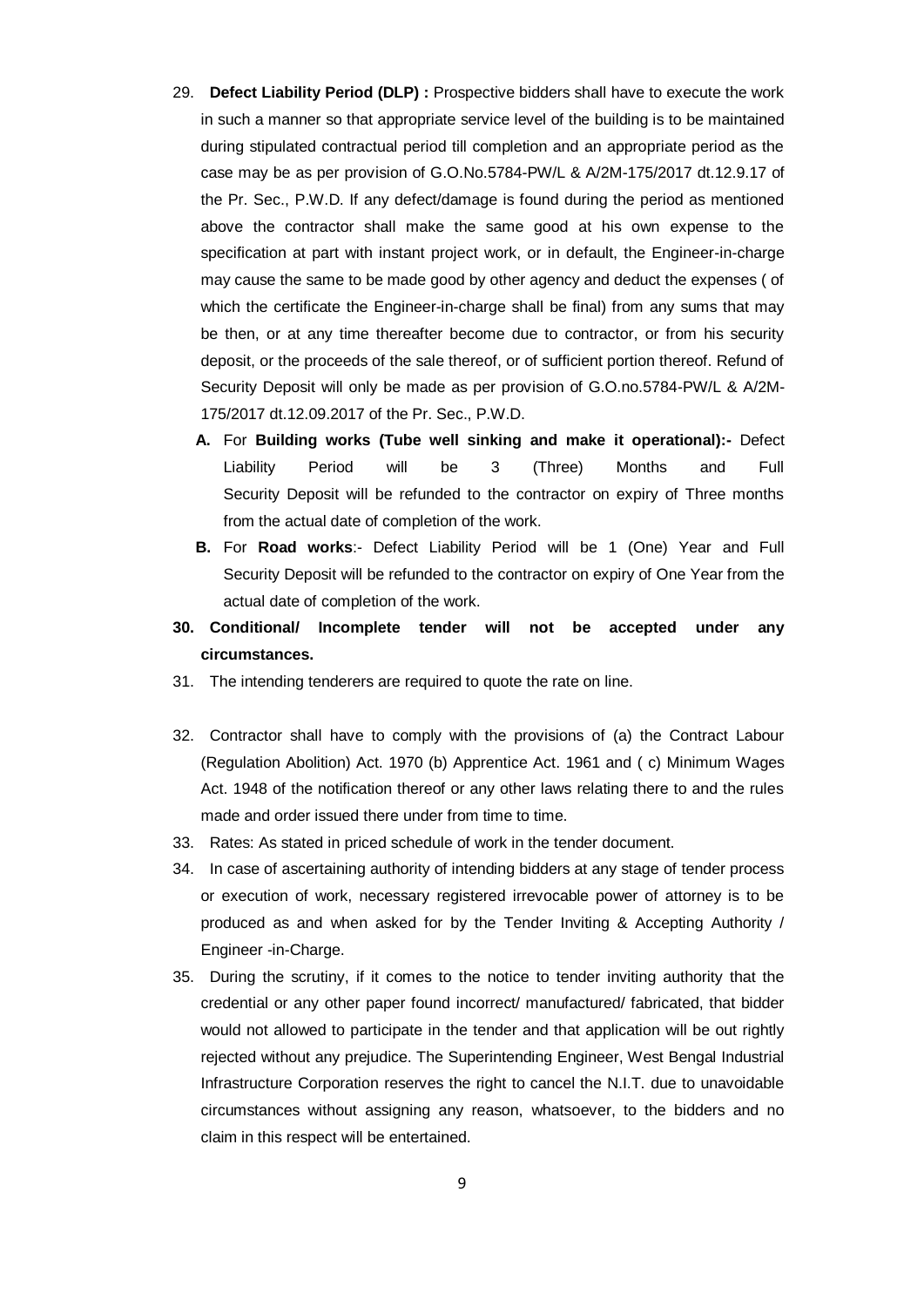29. **Defect Liability Period (DLP) :** Prospective bidders shall have to execute the work in such a manner so that appropriate service level of the building is to be maintained during stipulated contractual period till completion and an appropriate period as the case may be as per provision of G.O.No.5784-PW/L & A/2M-175/2017 dt.12.9.17 of the Pr. Sec., P.W.D. If any defect/damage is found during the period as mentioned above the contractor shall make the same good at his own expense to the specification at part with instant project work, or in default, the Engineer-in-charge may cause the same to be made good by other agency and deduct the expenses ( of which the certificate the Engineer-in-charge shall be final) from any sums that may be then, or at any time thereafter become due to contractor, or from his security deposit, or the proceeds of the sale thereof, or of sufficient portion thereof. Refund of Security Deposit will only be made as per provision of G.O.no.5784-PW/L & A/2M-175/2017 dt.12.09.2017 of the Pr. Sec., P.W.D.

    **A.** For **Building works (Tube well sinking and make it operational):-** Defect Liability Period will be 3 (Three) Months and Full Security Deposit will be refunded to the contractor on expiry of Three months from the actual date of completion of the work.

    **B.** For **Road works**:- Defect Liability Period will be 1 (One) Year and Full Security Deposit will be refunded to the contractor on expiry of One Year from the actual date of completion of the work.

30. **Conditional/ Incomplete tender will not be accepted under any circumstances.**

31. The intending tenderers are required to quote the rate on line.

32. Contractor shall have to comply with the provisions of (a) the Contract Labour (Regulation Abolition) Act. 1970 (b) Apprentice Act. 1961 and ( c) Minimum Wages Act. 1948 of the notification thereof or any other laws relating there to and the rules made and order issued there under from time to time.

33. Rates: As stated in priced schedule of work in the tender document.

34. In case of ascertaining authority of intending bidders at any stage of tender process or execution of work, necessary registered irrevocable power of attorney is to be produced as and when asked for by the Tender Inviting & Accepting Authority / Engineer -in-Charge.

35. During the scrutiny, if it comes to the notice to tender inviting authority that the credential or any other paper found incorrect/ manufactured/ fabricated, that bidder would not allowed to participate in the tender and that application will be out rightly rejected without any prejudice. The Superintending Engineer, West Bengal Industrial Infrastructure Corporation reserves the right to cancel the N.I.T. due to unavoidable circumstances without assigning any reason, whatsoever, to the bidders and no claim in this respect will be entertained.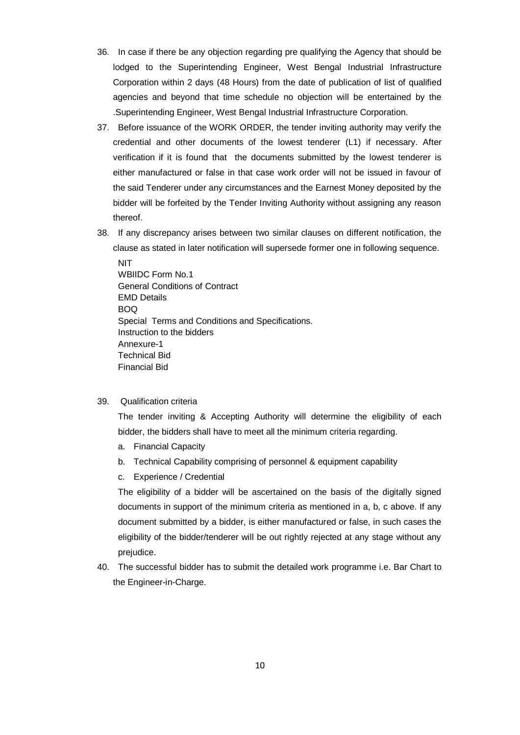36. In case if there be any objection regarding pre qualifying the Agency that should be lodged to the Superintending Engineer, West Bengal Industrial Infrastructure Corporation within 2 days (48 Hours) from the date of publication of list of qualified agencies and beyond that time schedule no objection will be entertained by the .Superintending Engineer, West Bengal Industrial Infrastructure Corporation.

37. Before issuance of the WORK ORDER, the tender inviting authority may verify the credential and other documents of the lowest tenderer (L1) if necessary. After verification if it is found that the documents submitted by the lowest tenderer is either manufactured or false in that case work order will not be issued in favour of the said Tenderer under any circumstances and the Earnest Money deposited by the bidder will be forfeited by the Tender Inviting Authority without assigning any reason thereof.

38. If any discrepancy arises between two similar clauses on different notification, the clause as stated in later notification will supersede former one in following sequence.

    NIT
    WBIIDC Form No.1
    General Conditions of Contract
    EMD Details
    BOQ
    Special Terms and Conditions and Specifications.
    Instruction to the bidders
    Annexure-1
    Technical Bid
    Financial Bid

39. Qualification criteria

    The tender inviting & Accepting Authority will determine the eligibility of each bidder, the bidders shall have to meet all the minimum criteria regarding.

    a. Financial Capacity
    b. Technical Capability comprising of personnel & equipment capability
    c. Experience / Credential

    The eligibility of a bidder will be ascertained on the basis of the digitally signed documents in support of the minimum criteria as mentioned in a, b, c above. If any document submitted by a bidder, is either manufactured or false, in such cases the eligibility of the bidder/tenderer will be out rightly rejected at any stage without any prejudice.

40. The successful bidder has to submit the detailed work programme i.e. Bar Chart to the Engineer-in-Charge.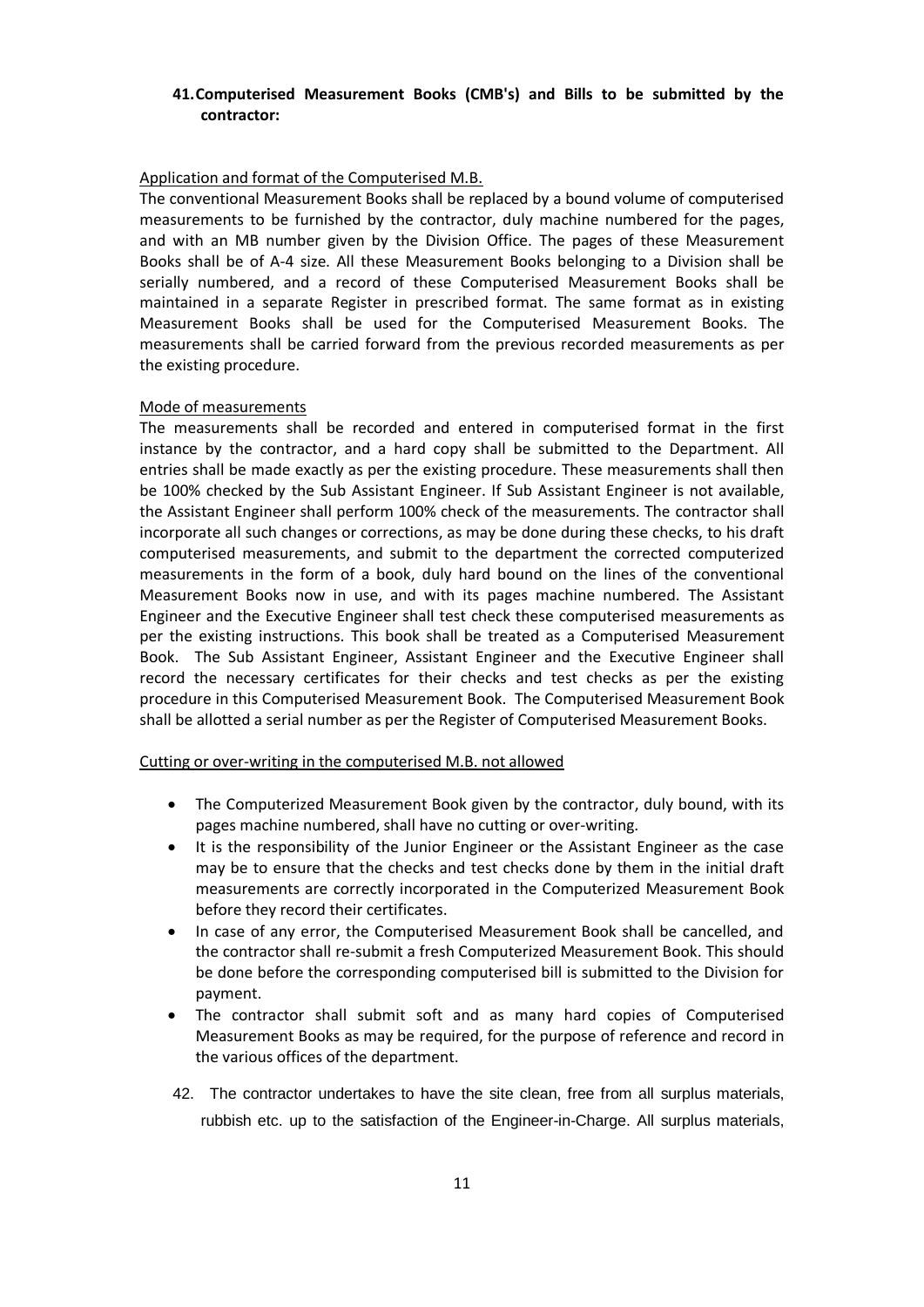**41. Computerised Measurement Books (CMB's) and Bills to be submitted by the contractor:**

Application and format of the Computerised M.B.

The conventional Measurement Books shall be replaced by a bound volume of computerised measurements to be furnished by the contractor, duly machine numbered for the pages, and with an MB number given by the Division Office. The pages of these Measurement Books shall be of A-4 size. All these Measurement Books belonging to a Division shall be serially numbered, and a record of these Computerised Measurement Books shall be maintained in a separate Register in prescribed format. The same format as in existing Measurement Books shall be used for the Computerised Measurement Books. The measurements shall be carried forward from the previous recorded measurements as per the existing procedure.

Mode of measurements

The measurements shall be recorded and entered in computerised format in the first instance by the contractor, and a hard copy shall be submitted to the Department. All entries shall be made exactly as per the existing procedure. These measurements shall then be 100% checked by the Sub Assistant Engineer. If Sub Assistant Engineer is not available, the Assistant Engineer shall perform 100% check of the measurements. The contractor shall incorporate all such changes or corrections, as may be done during these checks, to his draft computerised measurements, and submit to the department the corrected computerized measurements in the form of a book, duly hard bound on the lines of the conventional Measurement Books now in use, and with its pages machine numbered. The Assistant Engineer and the Executive Engineer shall test check these computerised measurements as per the existing instructions. This book shall be treated as a Computerised Measurement Book. The Sub Assistant Engineer, Assistant Engineer and the Executive Engineer shall record the necessary certificates for their checks and test checks as per the existing procedure in this Computerised Measurement Book. The Computerised Measurement Book shall be allotted a serial number as per the Register of Computerised Measurement Books.

Cutting or over-writing in the computerised M.B. not allowed

- The Computerized Measurement Book given by the contractor, duly bound, with its pages machine numbered, shall have no cutting or over-writing.
- It is the responsibility of the Junior Engineer or the Assistant Engineer as the case may be to ensure that the checks and test checks done by them in the initial draft measurements are correctly incorporated in the Computerized Measurement Book before they record their certificates.
- In case of any error, the Computerised Measurement Book shall be cancelled, and the contractor shall re-submit a fresh Computerized Measurement Book. This should be done before the corresponding computerised bill is submitted to the Division for payment.
- The contractor shall submit soft and as many hard copies of Computerised Measurement Books as may be required, for the purpose of reference and record in the various offices of the department.

42. The contractor undertakes to have the site clean, free from all surplus materials, rubbish etc. up to the satisfaction of the Engineer-in-Charge. All surplus materials,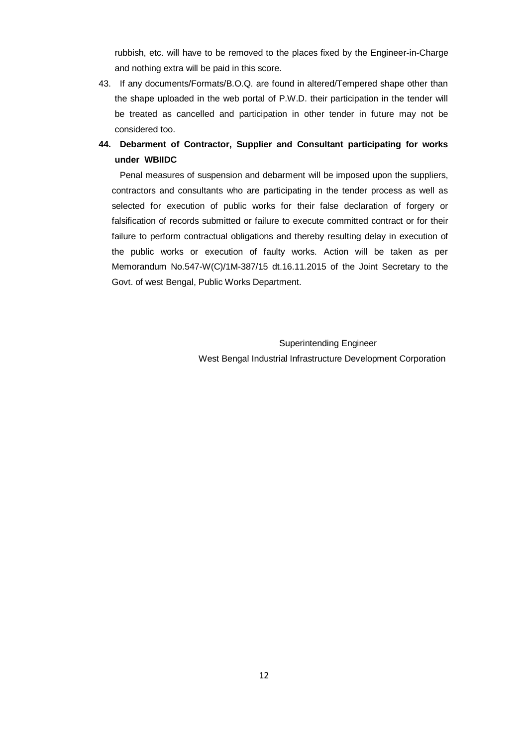rubbish, etc. will have to be removed to the places fixed by the Engineer-in-Charge and nothing extra will be paid in this score.

43. If any documents/Formats/B.O.Q. are found in altered/Tempered shape other than the shape uploaded in the web portal of P.W.D. their participation in the tender will be treated as cancelled and participation in other tender in future may not be considered too.

44. **Debarment of Contractor, Supplier and Consultant participating for works under WBIIDC**

Penal measures of suspension and debarment will be imposed upon the suppliers, contractors and consultants who are participating in the tender process as well as selected for execution of public works for their false declaration of forgery or falsification of records submitted or failure to execute committed contract or for their failure to perform contractual obligations and thereby resulting delay in execution of the public works or execution of faulty works. Action will be taken as per Memorandum No.547-W(C)/1M-387/15 dt.16.11.2015 of the Joint Secretary to the Govt. of west Bengal, Public Works Department.

Superintending Engineer
West Bengal Industrial Infrastructure Development Corporation